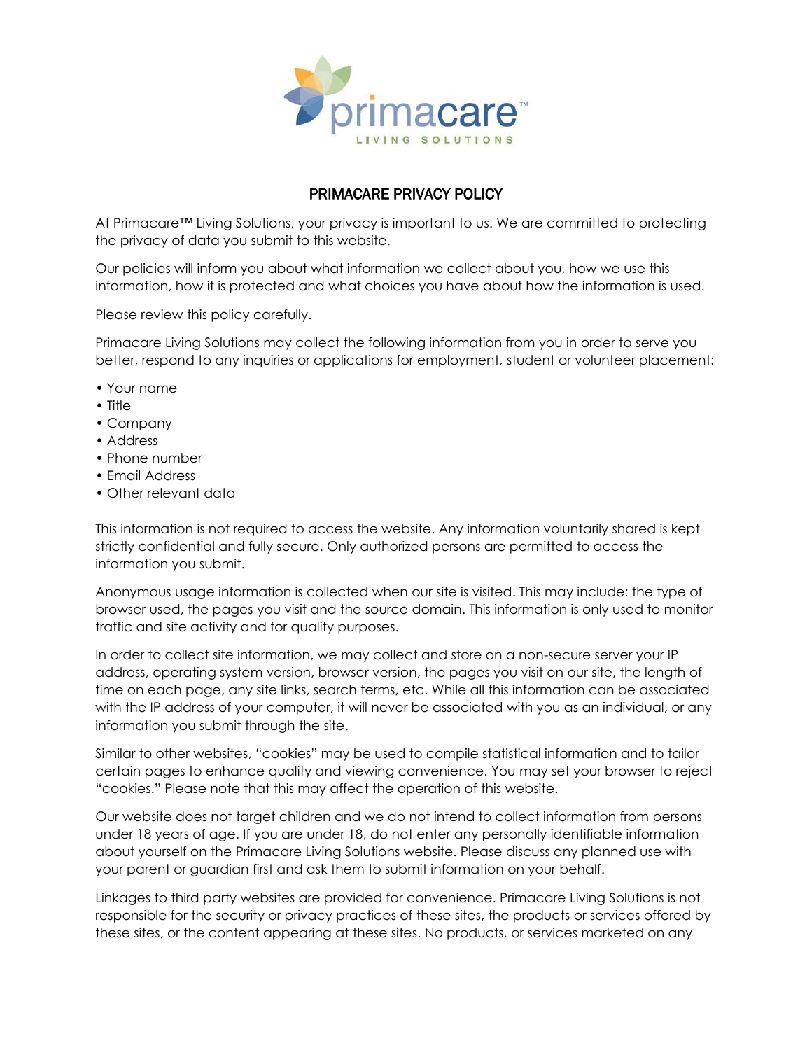primacare™
LIVING SOLUTIONS

# PRIMACARE PRIVACY POLICY

At Primacare™ Living Solutions, your privacy is important to us. We are committed to protecting the privacy of data you submit to this website.

Our policies will inform you about what information we collect about you, how we use this information, how it is protected and what choices you have about how the information is used.

Please review this policy carefully.

Primacare Living Solutions may collect the following information from you in order to serve you better, respond to any inquiries or applications for employment, student or volunteer placement:

- Your name
- Title
- Company
- Address
- Phone number
- Email Address
- Other relevant data

This information is not required to access the website. Any information voluntarily shared is kept strictly confidential and fully secure. Only authorized persons are permitted to access the information you submit.

Anonymous usage information is collected when our site is visited. This may include: the type of browser used, the pages you visit and the source domain. This information is only used to monitor traffic and site activity and for quality purposes.

In order to collect site information, we may collect and store on a non-secure server your IP address, operating system version, browser version, the pages you visit on our site, the length of time on each page, any site links, search terms, etc. While all this information can be associated with the IP address of your computer, it will never be associated with you as an individual, or any information you submit through the site.

Similar to other websites, "cookies" may be used to compile statistical information and to tailor certain pages to enhance quality and viewing convenience. You may set your browser to reject "cookies." Please note that this may affect the operation of this website.

Our website does not target children and we do not intend to collect information from persons under 18 years of age. If you are under 18, do not enter any personally identifiable information about yourself on the Primacare Living Solutions website. Please discuss any planned use with your parent or guardian first and ask them to submit information on your behalf.

Linkages to third party websites are provided for convenience. Primacare Living Solutions is not responsible for the security or privacy practices of these sites, the products or services offered by these sites, or the content appearing at these sites. No products, or services marketed on any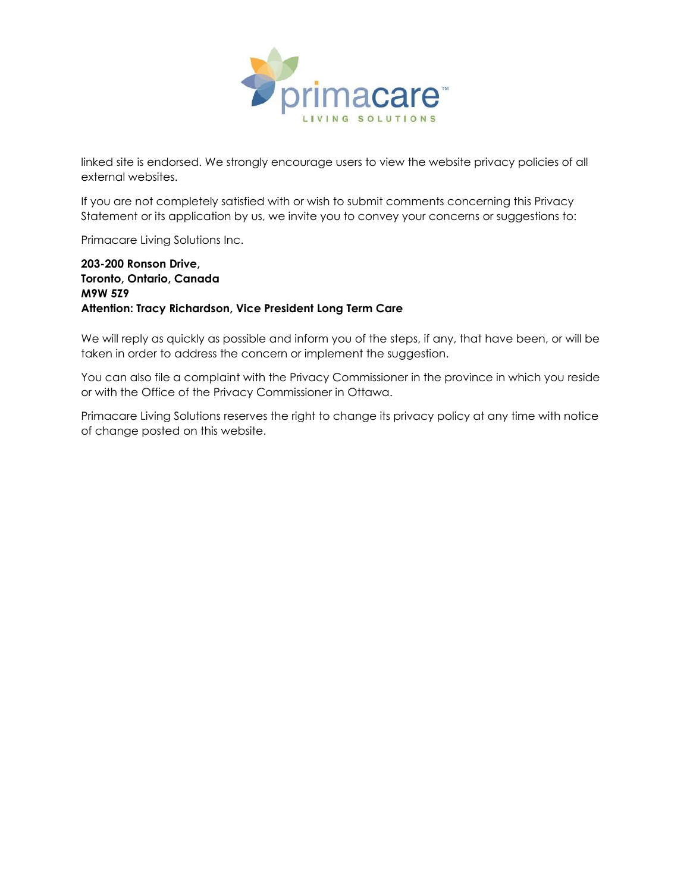linked site is endorsed. We strongly encourage users to view the website privacy policies of all external websites.

If you are not completely satisfied with or wish to submit comments concerning this Privacy Statement or its application by us, we invite you to convey your concerns or suggestions to:

Primacare Living Solutions Inc.

**203-200 Ronson Drive,**
**Toronto, Ontario, Canada**
**M9W 5Z9**
**Attention: Tracy Richardson, Vice President Long Term Care**

We will reply as quickly as possible and inform you of the steps, if any, that have been, or will be taken in order to address the concern or implement the suggestion.

You can also file a complaint with the Privacy Commissioner in the province in which you reside or with the Office of the Privacy Commissioner in Ottawa.

Primacare Living Solutions reserves the right to change its privacy policy at any time with notice of change posted on this website.